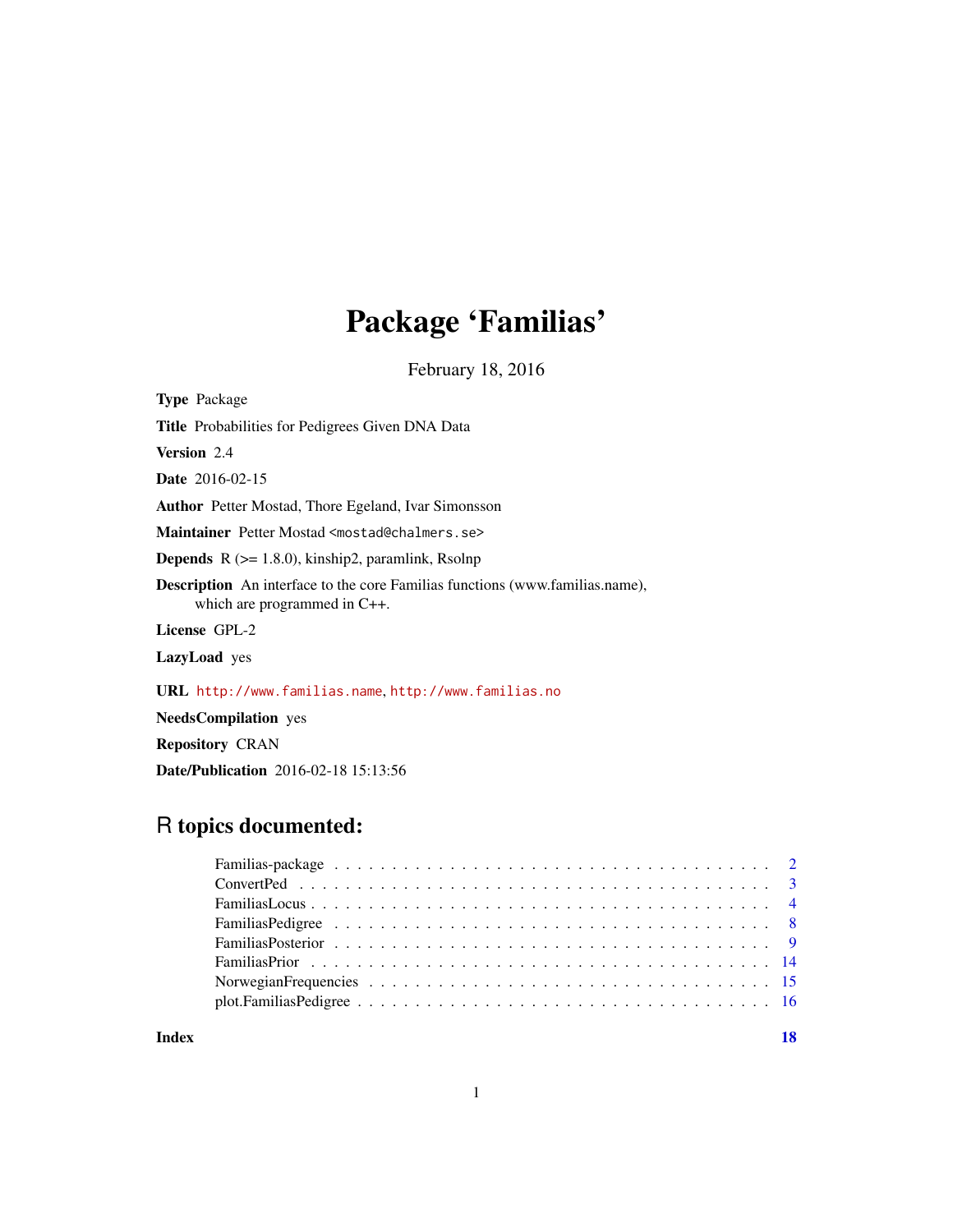# Package 'Familias'

February 18, 2016

**Type** Package

**Title** Probabilities for Pedigrees Given DNA Data

**Version** 2.4

**Date** 2016-02-15

**Author** Petter Mostad, Thore Egeland, Ivar Simonsson

**Maintainer** Petter Mostad <mostad@chalmers.se>

**Depends** R (>= 1.8.0), kinship2, paramlink, Rsolnp

**Description** An interface to the core Familias functions (www.familias.name), which are programmed in C++.

**License** GPL-2

**LazyLoad** yes

**URL** http://www.familias.name, http://www.familias.no

**NeedsCompilation** yes

**Repository** CRAN

**Date/Publication** 2016-02-18 15:13:56

## R topics documented:

| | |
|---|---|
| Familias-package | 2 |
| ConvertPed | 3 |
| FamiliasLocus | 4 |
| FamiliasPedigree | 8 |
| FamiliasPosterior | 9 |
| FamiliasPrior | 14 |
| NorwegianFrequencies | 15 |
| plot.FamiliasPedigree | 16 |
| **Index** | **18** |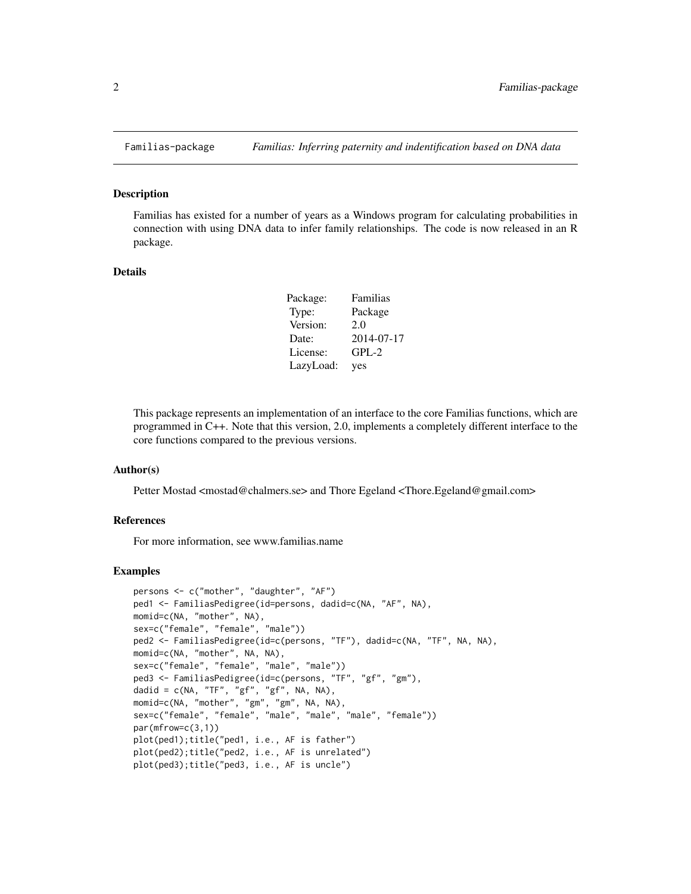Familias-package    *Familias: Inferring paternity and indentification based on DNA data*

## Description

Familias has existed for a number of years as a Windows program for calculating probabilities in connection with using DNA data to infer family relationships. The code is now released in an R package.

## Details

| | |
|---|---|
| Package: | Familias |
| Type: | Package |
| Version: | 2.0 |
| Date: | 2014-07-17 |
| License: | GPL-2 |
| LazyLoad: | yes |

This package represents an implementation of an interface to the core Familias functions, which are programmed in C++. Note that this version, 2.0, implements a completely different interface to the core functions compared to the previous versions.

## Author(s)

Petter Mostad <mostad@chalmers.se> and Thore Egeland <Thore.Egeland@gmail.com>

## References

For more information, see www.familias.name

## Examples

```
persons <- c("mother", "daughter", "AF")
ped1 <- FamiliasPedigree(id=persons, dadid=c(NA, "AF", NA),
momid=c(NA, "mother", NA),
sex=c("female", "female", "male"))
ped2 <- FamiliasPedigree(id=c(persons, "TF"), dadid=c(NA, "TF", NA, NA),
momid=c(NA, "mother", NA, NA),
sex=c("female", "female", "male", "male"))
ped3 <- FamiliasPedigree(id=c(persons, "TF", "gf", "gm"),
dadid = c(NA, "TF", "gf", "gf", NA, NA),
momid=c(NA, "mother", "gm", "gm", NA, NA),
sex=c("female", "female", "male", "male", "male", "female"))
par(mfrow=c(3,1))
plot(ped1);title("ped1, i.e., AF is father")
plot(ped2);title("ped2, i.e., AF is unrelated")
plot(ped3);title("ped3, i.e., AF is uncle")
```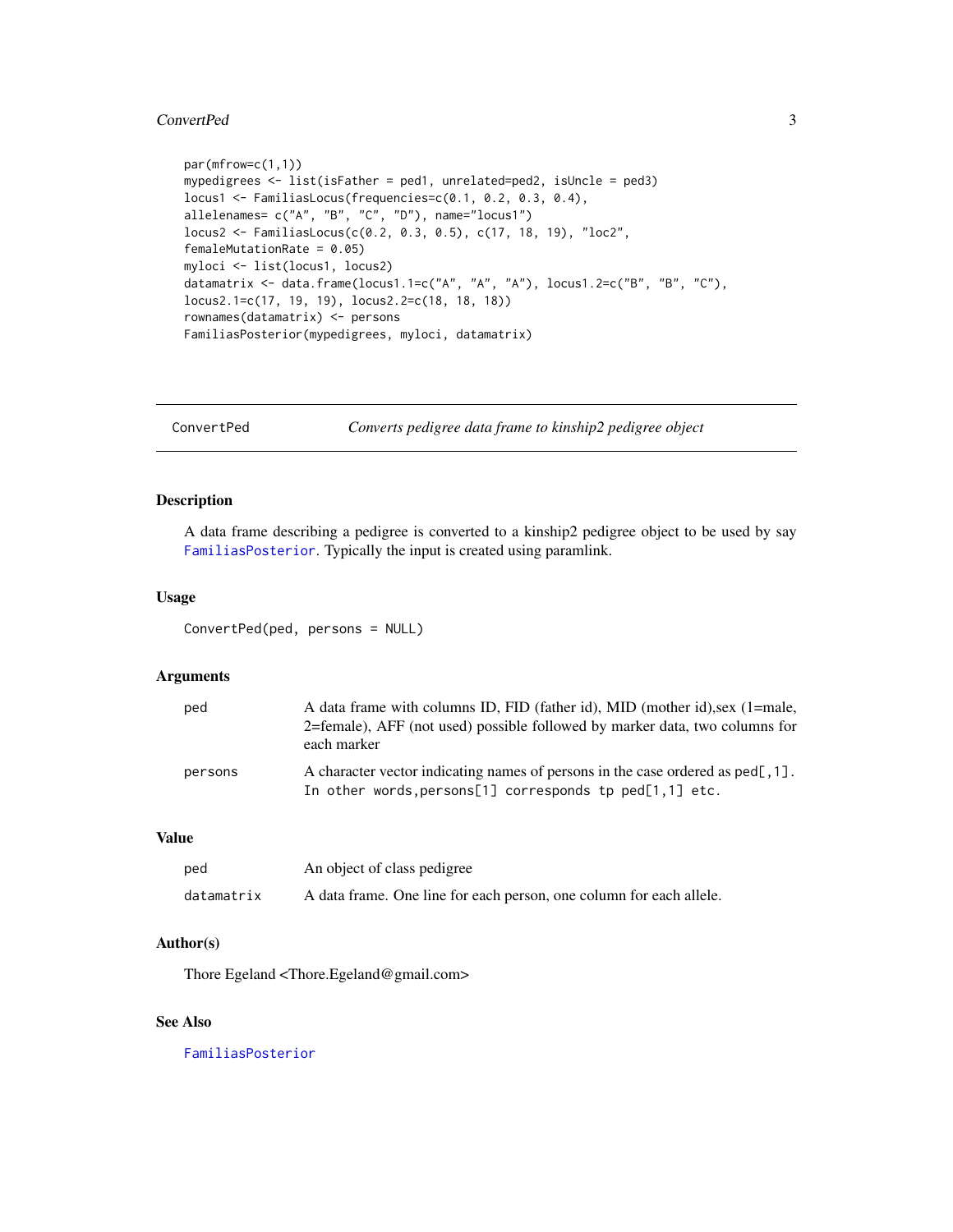```
par(mfrow=c(1,1))
mypedigrees <- list(isFather = ped1, unrelated=ped2, isUncle = ped3)
locus1 <- FamiliasLocus(frequencies=c(0.1, 0.2, 0.3, 0.4),
allelenames= c("A", "B", "C", "D"), name="locus1")
locus2 <- FamiliasLocus(c(0.2, 0.3, 0.5), c(17, 18, 19), "loc2",
femaleMutationRate = 0.05)
myloci <- list(locus1, locus2)
datamatrix <- data.frame(locus1.1=c("A", "A", "A"), locus1.2=c("B", "B", "C"),
locus2.1=c(17, 19, 19), locus2.2=c(18, 18, 18))
rownames(datamatrix) <- persons
FamiliasPosterior(mypedigrees, myloci, datamatrix)
```

## ConvertPed — *Converts pedigree data frame to kinship2 pedigree object*

### Description

A data frame describing a pedigree is converted to a kinship2 pedigree object to be used by say `FamiliasPosterior`. Typically the input is created using paramlink.

### Usage

```
ConvertPed(ped, persons = NULL)
```

### Arguments

| | |
|---|---|
| `ped` | A data frame with columns ID, FID (father id), MID (mother id),sex (1=male, 2=female), AFF (not used) possible followed by marker data, two columns for each marker |
| `persons` | A character vector indicating names of persons in the case ordered as `ped[,1]`. `In other words,persons[1] corresponds tp ped[1,1] etc.` |

### Value

| | |
|---|---|
| `ped` | An object of class pedigree |
| `datamatrix` | A data frame. One line for each person, one column for each allele. |

### Author(s)

Thore Egeland <Thore.Egeland@gmail.com>

### See Also

`FamiliasPosterior`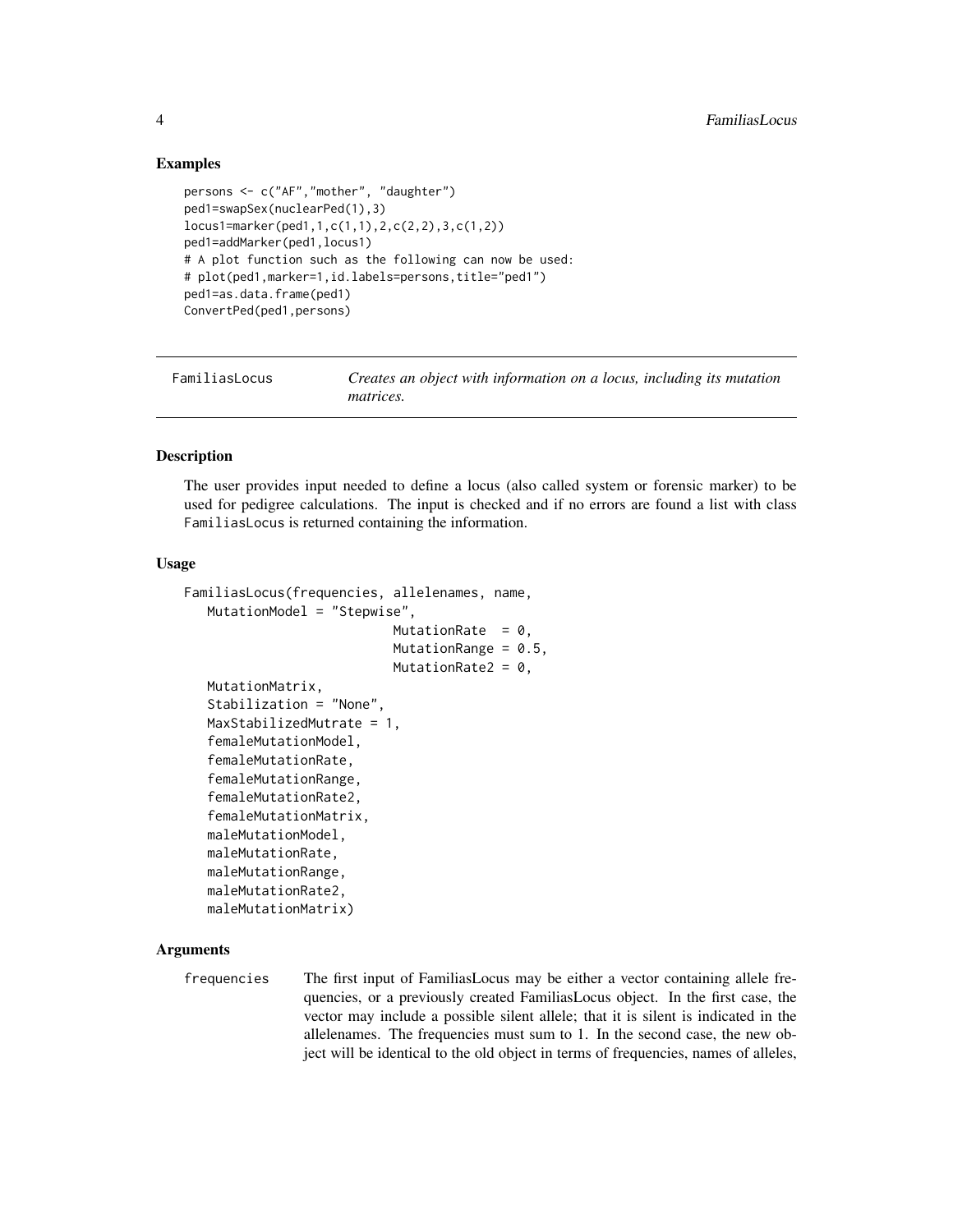### Examples

```
persons <- c("AF","mother", "daughter")
ped1=swapSex(nuclearPed(1),3)
locus1=marker(ped1,1,c(1,1),2,c(2,2),3,c(1,2))
ped1=addMarker(ped1,locus1)
# A plot function such as the following can now be used:
# plot(ped1,marker=1,id.labels=persons,title="ped1")
ped1=as.data.frame(ped1)
ConvertPed(ped1,persons)
```

---

## FamiliasLocus — *Creates an object with information on a locus, including its mutation matrices.*

---

### Description

The user provides input needed to define a locus (also called system or forensic marker) to be used for pedigree calculations. The input is checked and if no errors are found a list with class FamiliasLocus is returned containing the information.

### Usage

```
FamiliasLocus(frequencies, allelenames, name,
   MutationModel = "Stepwise",
                          MutationRate  = 0,
                          MutationRange = 0.5,
                          MutationRate2 = 0,
   MutationMatrix,
   Stabilization = "None",
   MaxStabilizedMutrate = 1,
   femaleMutationModel,
   femaleMutationRate,
   femaleMutationRange,
   femaleMutationRate2,
   femaleMutationMatrix,
   maleMutationModel,
   maleMutationRate,
   maleMutationRange,
   maleMutationRate2,
   maleMutationMatrix)
```

### Arguments

`frequencies` The first input of FamiliasLocus may be either a vector containing allele frequencies, or a previously created FamiliasLocus object. In the first case, the vector may include a possible silent allele; that it is silent is indicated in the allelenames. The frequencies must sum to 1. In the second case, the new object will be identical to the old object in terms of frequencies, names of alleles,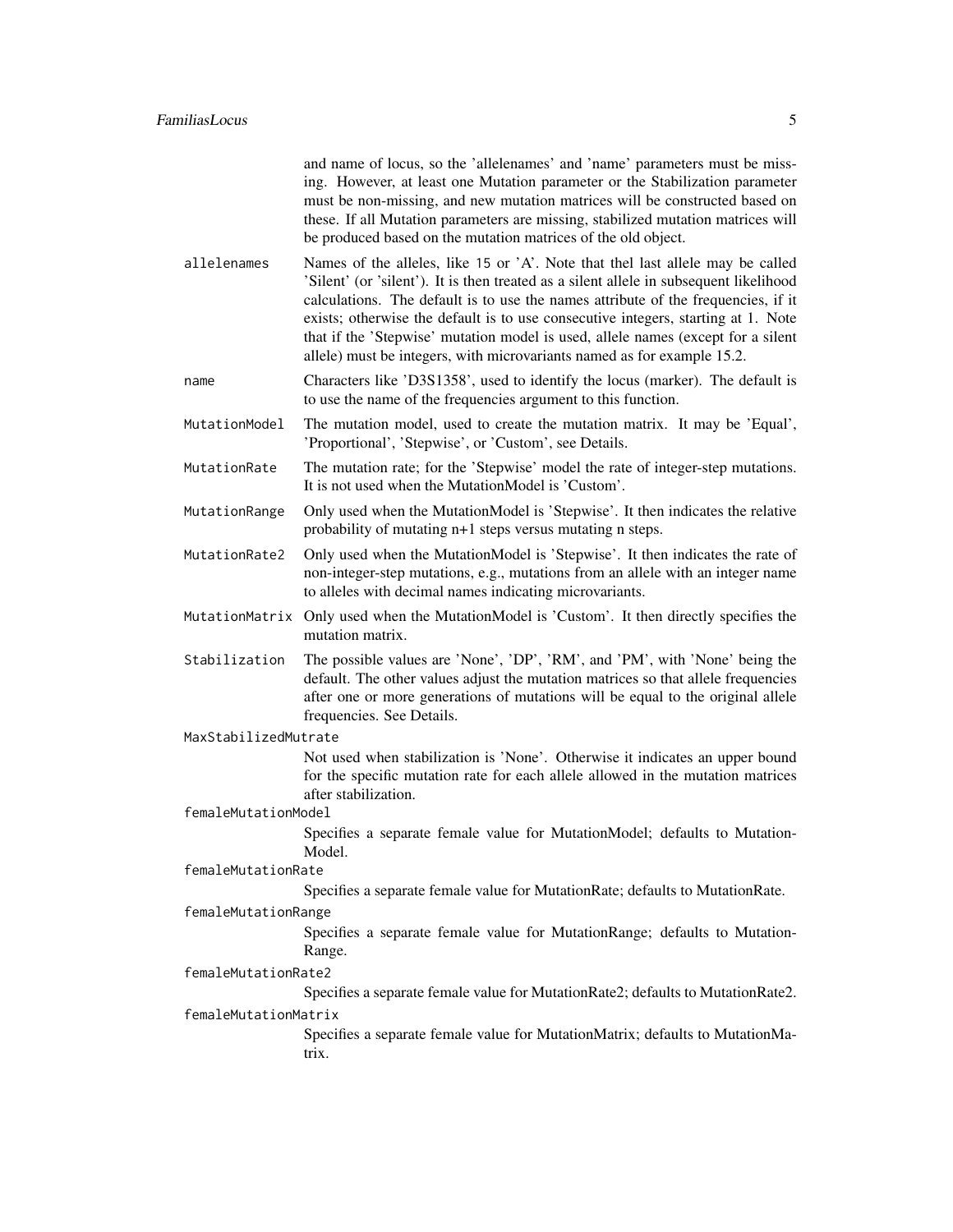and name of locus, so the 'allelenames' and 'name' parameters must be missing. However, at least one Mutation parameter or the Stabilization parameter must be non-missing, and new mutation matrices will be constructed based on these. If all Mutation parameters are missing, stabilized mutation matrices will be produced based on the mutation matrices of the old object.

`allelenames`
: Names of the alleles, like `15` or 'A'. Note that thel last allele may be called 'Silent' (or 'silent'). It is then treated as a silent allele in subsequent likelihood calculations. The default is to use the names attribute of the frequencies, if it exists; otherwise the default is to use consecutive integers, starting at 1. Note that if the 'Stepwise' mutation model is used, allele names (except for a silent allele) must be integers, with microvariants named as for example 15.2.

`name`
: Characters like 'D3S1358', used to identify the locus (marker). The default is to use the name of the frequencies argument to this function.

`MutationModel`
: The mutation model, used to create the mutation matrix. It may be 'Equal', 'Proportional', 'Stepwise', or 'Custom', see Details.

`MutationRate`
: The mutation rate; for the 'Stepwise' model the rate of integer-step mutations. It is not used when the MutationModel is 'Custom'.

`MutationRange`
: Only used when the MutationModel is 'Stepwise'. It then indicates the relative probability of mutating n+1 steps versus mutating n steps.

`MutationRate2`
: Only used when the MutationModel is 'Stepwise'. It then indicates the rate of non-integer-step mutations, e.g., mutations from an allele with an integer name to alleles with decimal names indicating microvariants.

`MutationMatrix`
: Only used when the MutationModel is 'Custom'. It then directly specifies the mutation matrix.

`Stabilization`
: The possible values are 'None', 'DP', 'RM', and 'PM', with 'None' being the default. The other values adjust the mutation matrices so that allele frequencies after one or more generations of mutations will be equal to the original allele frequencies. See Details.

`MaxStabilizedMutrate`
: Not used when stabilization is 'None'. Otherwise it indicates an upper bound for the specific mutation rate for each allele allowed in the mutation matrices after stabilization.

`femaleMutationModel`
: Specifies a separate female value for MutationModel; defaults to MutationModel.

`femaleMutationRate`
: Specifies a separate female value for MutationRate; defaults to MutationRate.

`femaleMutationRange`
: Specifies a separate female value for MutationRange; defaults to MutationRange.

`femaleMutationRate2`
: Specifies a separate female value for MutationRate2; defaults to MutationRate2.

`femaleMutationMatrix`
: Specifies a separate female value for MutationMatrix; defaults to MutationMatrix.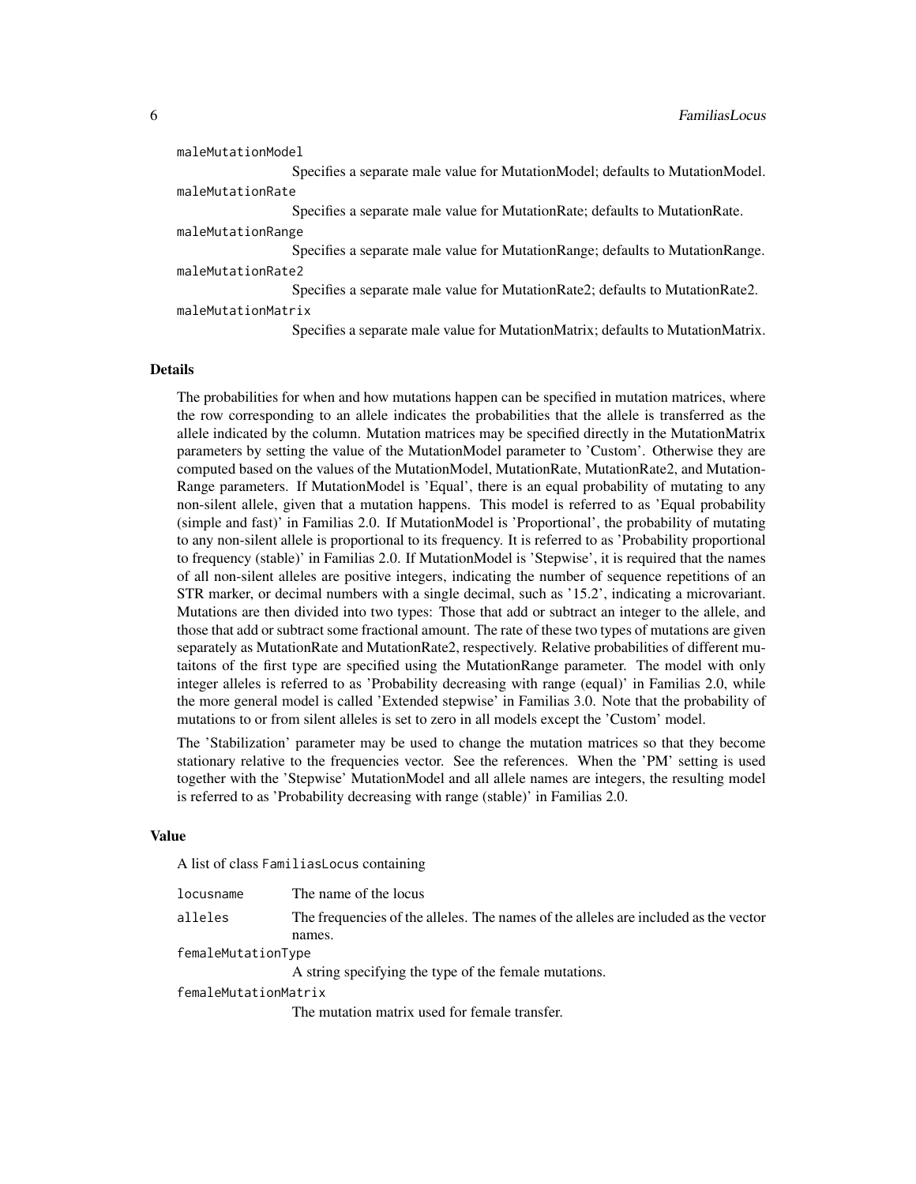maleMutationModel
: Specifies a separate male value for MutationModel; defaults to MutationModel.

maleMutationRate
: Specifies a separate male value for MutationRate; defaults to MutationRate.

maleMutationRange
: Specifies a separate male value for MutationRange; defaults to MutationRange.

maleMutationRate2
: Specifies a separate male value for MutationRate2; defaults to MutationRate2.

maleMutationMatrix
: Specifies a separate male value for MutationMatrix; defaults to MutationMatrix.

## Details

The probabilities for when and how mutations happen can be specified in mutation matrices, where the row corresponding to an allele indicates the probabilities that the allele is transferred as the allele indicated by the column. Mutation matrices may be specified directly in the MutationMatrix parameters by setting the value of the MutationModel parameter to 'Custom'. Otherwise they are computed based on the values of the MutationModel, MutationRate, MutationRate2, and MutationRange parameters. If MutationModel is 'Equal', there is an equal probability of mutating to any non-silent allele, given that a mutation happens. This model is referred to as 'Equal probability (simple and fast)' in Familias 2.0. If MutationModel is 'Proportional', the probability of mutating to any non-silent allele is proportional to its frequency. It is referred to as 'Probability proportional to frequency (stable)' in Familias 2.0. If MutationModel is 'Stepwise', it is required that the names of all non-silent alleles are positive integers, indicating the number of sequence repetitions of an STR marker, or decimal numbers with a single decimal, such as '15.2', indicating a microvariant. Mutations are then divided into two types: Those that add or subtract an integer to the allele, and those that add or subtract some fractional amount. The rate of these two types of mutations are given separately as MutationRate and MutationRate2, respectively. Relative probabilities of different mutaitons of the first type are specified using the MutationRange parameter. The model with only integer alleles is referred to as 'Probability decreasing with range (equal)' in Familias 2.0, while the more general model is called 'Extended stepwise' in Familias 3.0. Note that the probability of mutations to or from silent alleles is set to zero in all models except the 'Custom' model.

The 'Stabilization' parameter may be used to change the mutation matrices so that they become stationary relative to the frequencies vector. See the references. When the 'PM' setting is used together with the 'Stepwise' MutationModel and all allele names are integers, the resulting model is referred to as 'Probability decreasing with range (stable)' in Familias 2.0.

## Value

A list of class `FamiliasLocus` containing

locusname
: The name of the locus

alleles
: The frequencies of the alleles. The names of the alleles are included as the vector names.

femaleMutationType
: A string specifying the type of the female mutations.

femaleMutationMatrix
: The mutation matrix used for female transfer.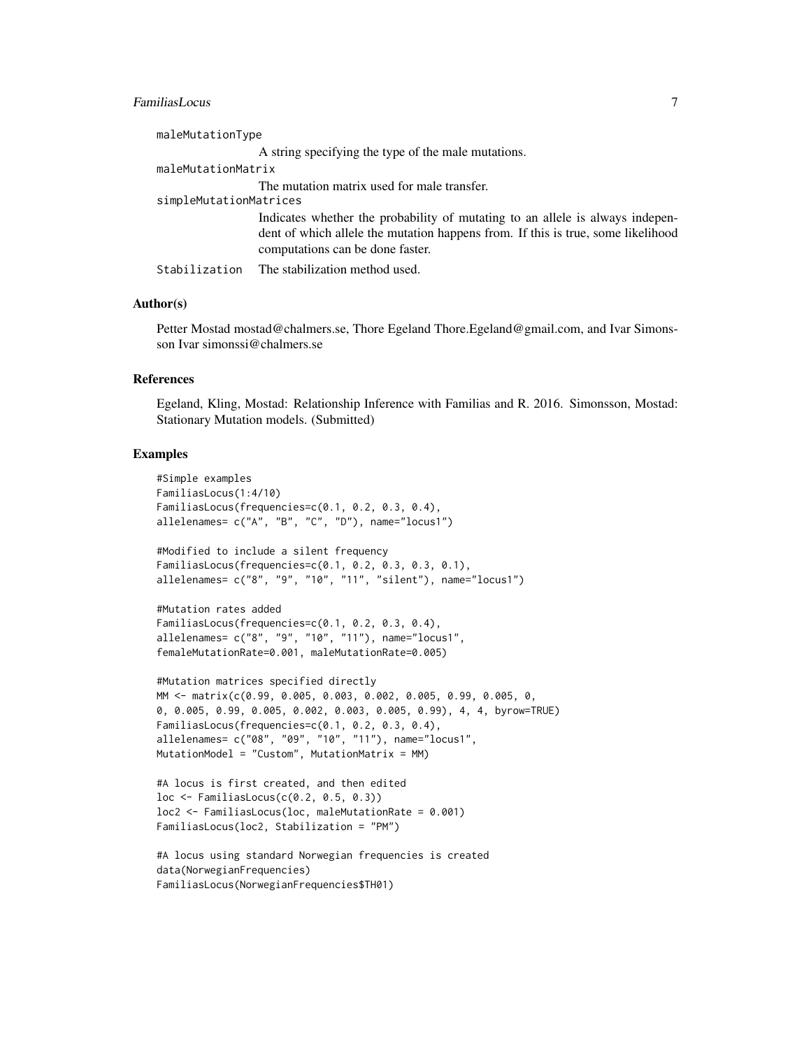maleMutationType
: A string specifying the type of the male mutations.

maleMutationMatrix
: The mutation matrix used for male transfer.

simpleMutationMatrices
: Indicates whether the probability of mutating to an allele is always independent of which allele the mutation happens from. If this is true, some likelihood computations can be done faster.

Stabilization
: The stabilization method used.

### Author(s)

Petter Mostad mostad@chalmers.se, Thore Egeland Thore.Egeland@gmail.com, and Ivar Simonsson Ivar simonssi@chalmers.se

### References

Egeland, Kling, Mostad: Relationship Inference with Familias and R. 2016. Simonsson, Mostad: Stationary Mutation models. (Submitted)

### Examples

```
#Simple examples
FamiliasLocus(1:4/10)
FamiliasLocus(frequencies=c(0.1, 0.2, 0.3, 0.4),
allelenames= c("A", "B", "C", "D"), name="locus1")

#Modified to include a silent frequency
FamiliasLocus(frequencies=c(0.1, 0.2, 0.3, 0.3, 0.1),
allelenames= c("8", "9", "10", "11", "silent"), name="locus1")

#Mutation rates added
FamiliasLocus(frequencies=c(0.1, 0.2, 0.3, 0.4),
allelenames= c("8", "9", "10", "11"), name="locus1",
femaleMutationRate=0.001, maleMutationRate=0.005)

#Mutation matrices specified directly
MM <- matrix(c(0.99, 0.005, 0.003, 0.002, 0.005, 0.99, 0.005, 0,
0, 0.005, 0.99, 0.005, 0.002, 0.003, 0.005, 0.99), 4, 4, byrow=TRUE)
FamiliasLocus(frequencies=c(0.1, 0.2, 0.3, 0.4),
allelenames= c("08", "09", "10", "11"), name="locus1",
MutationModel = "Custom", MutationMatrix = MM)

#A locus is first created, and then edited
loc <- FamiliasLocus(c(0.2, 0.5, 0.3))
loc2 <- FamiliasLocus(loc, maleMutationRate = 0.001)
FamiliasLocus(loc2, Stabilization = "PM")

#A locus using standard Norwegian frequencies is created
data(NorwegianFrequencies)
FamiliasLocus(NorwegianFrequencies$TH01)
```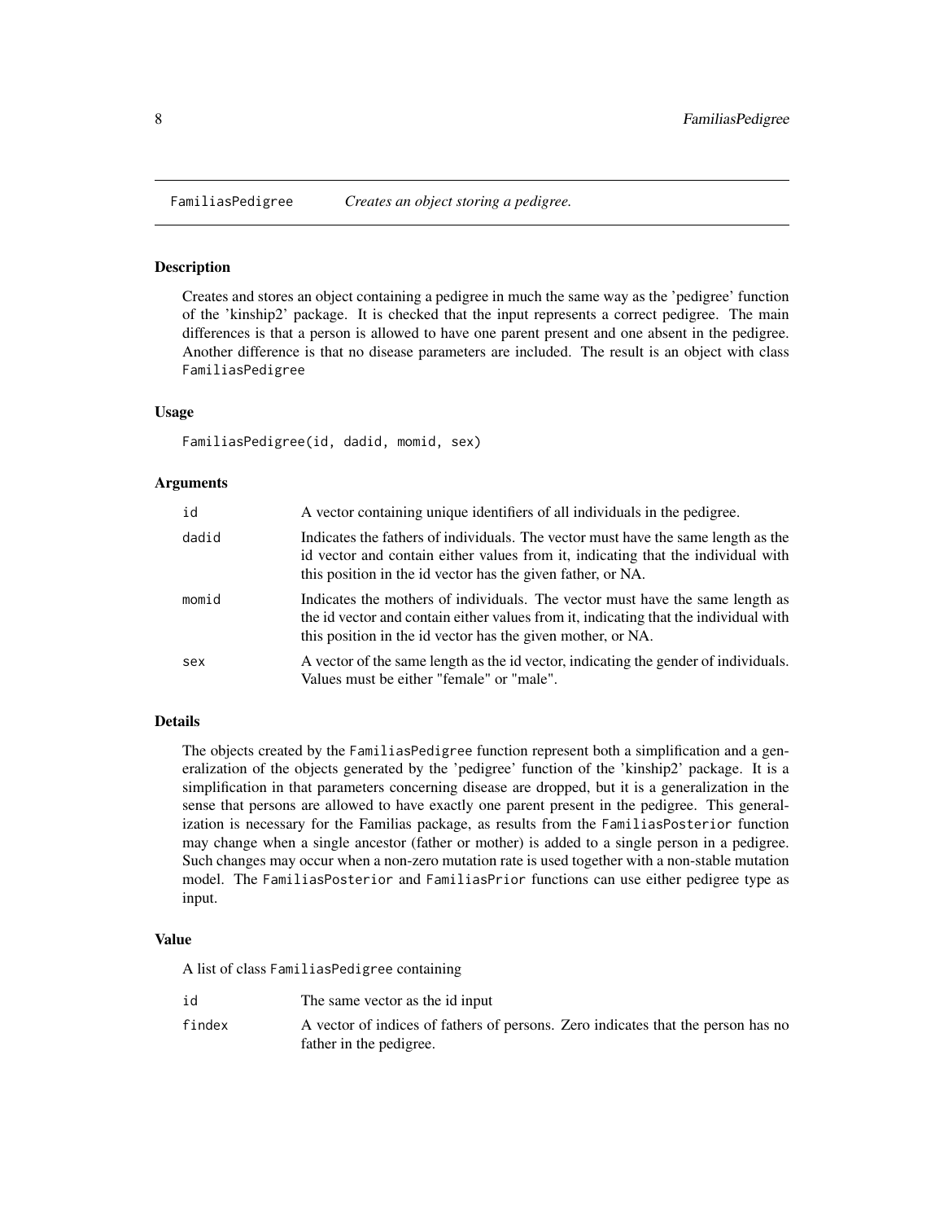FamiliasPedigree *Creates an object storing a pedigree.*

## Description

Creates and stores an object containing a pedigree in much the same way as the 'pedigree' function of the 'kinship2' package. It is checked that the input represents a correct pedigree. The main differences is that a person is allowed to have one parent present and one absent in the pedigree. Another difference is that no disease parameters are included. The result is an object with class `FamiliasPedigree`

## Usage

```
FamiliasPedigree(id, dadid, momid, sex)
```

## Arguments

| | |
|---|---|
| `id` | A vector containing unique identifiers of all individuals in the pedigree. |
| `dadid` | Indicates the fathers of individuals. The vector must have the same length as the id vector and contain either values from it, indicating that the individual with this position in the id vector has the given father, or NA. |
| `momid` | Indicates the mothers of individuals. The vector must have the same length as the id vector and contain either values from it, indicating that the individual with this position in the id vector has the given mother, or NA. |
| `sex` | A vector of the same length as the id vector, indicating the gender of individuals. Values must be either "female" or "male". |

## Details

The objects created by the `FamiliasPedigree` function represent both a simplification and a generalization of the objects generated by the 'pedigree' function of the 'kinship2' package. It is a simplification in that parameters concerning disease are dropped, but it is a generalization in the sense that persons are allowed to have exactly one parent present in the pedigree. This generalization is necessary for the Familias package, as results from the `FamiliasPosterior` function may change when a single ancestor (father or mother) is added to a single person in a pedigree. Such changes may occur when a non-zero mutation rate is used together with a non-stable mutation model. The `FamiliasPosterior` and `FamiliasPrior` functions can use either pedigree type as input.

## Value

A list of class `FamiliasPedigree` containing

| | |
|---|---|
| `id` | The same vector as the id input |
| `findex` | A vector of indices of fathers of persons. Zero indicates that the person has no father in the pedigree. |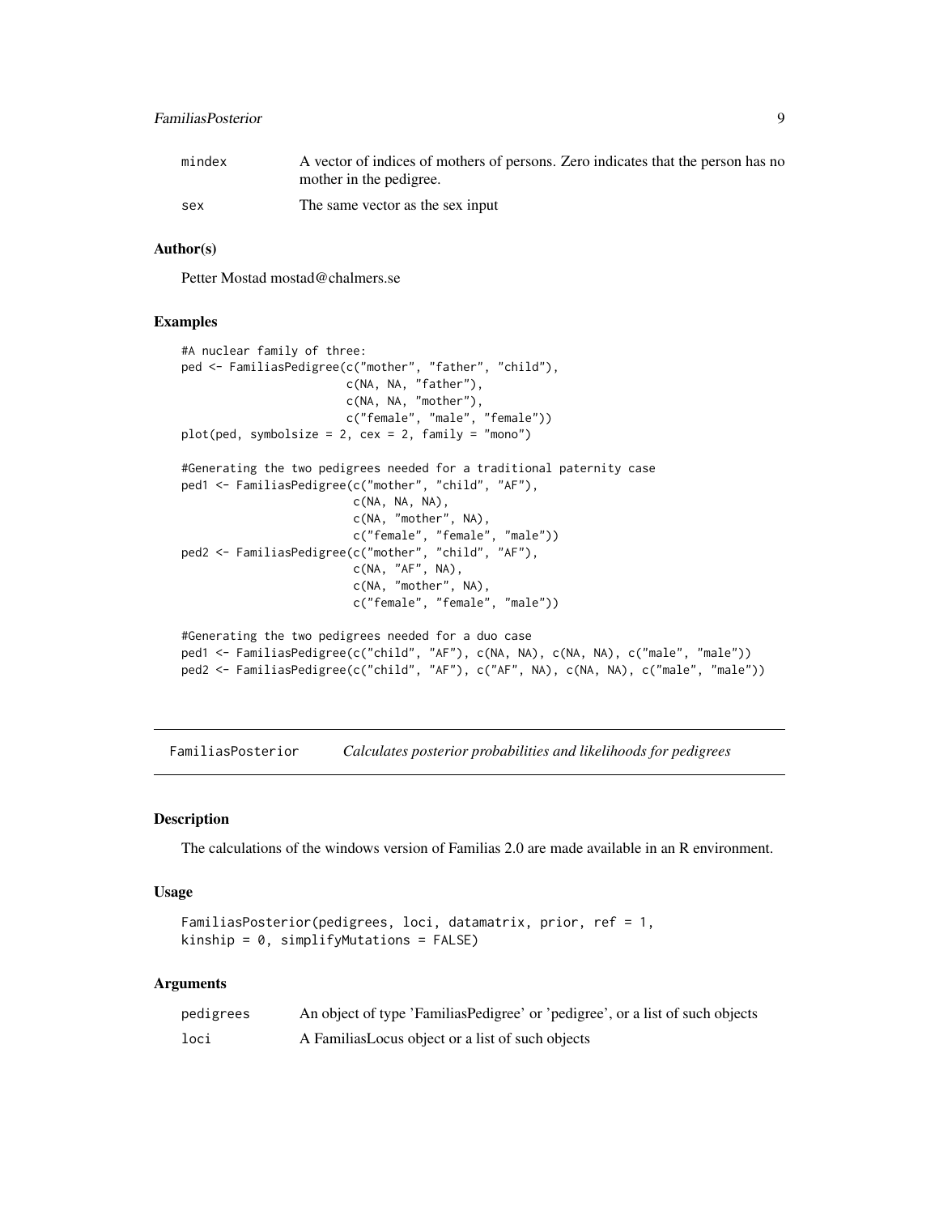| | |
|---|---|
| mindex | A vector of indices of mothers of persons. Zero indicates that the person has no mother in the pedigree. |
| sex | The same vector as the sex input |

### Author(s)

Petter Mostad mostad@chalmers.se

### Examples

```
#A nuclear family of three:
ped <- FamiliasPedigree(c("mother", "father", "child"),
                        c(NA, NA, "father"),
                        c(NA, NA, "mother"),
                        c("female", "male", "female"))
plot(ped, symbolsize = 2, cex = 2, family = "mono")

#Generating the two pedigrees needed for a traditional paternity case
ped1 <- FamiliasPedigree(c("mother", "child", "AF"),
                         c(NA, NA, NA),
                         c(NA, "mother", NA),
                         c("female", "female", "male"))
ped2 <- FamiliasPedigree(c("mother", "child", "AF"),
                         c(NA, "AF", NA),
                         c(NA, "mother", NA),
                         c("female", "female", "male"))

#Generating the two pedigrees needed for a duo case
ped1 <- FamiliasPedigree(c("child", "AF"), c(NA, NA), c(NA, NA), c("male", "male"))
ped2 <- FamiliasPedigree(c("child", "AF"), c("AF", NA), c(NA, NA), c("male", "male"))
```

---

## FamiliasPosterior — *Calculates posterior probabilities and likelihoods for pedigrees*

### Description

The calculations of the windows version of Familias 2.0 are made available in an R environment.

### Usage

```
FamiliasPosterior(pedigrees, loci, datamatrix, prior, ref = 1,
kinship = 0, simplifyMutations = FALSE)
```

### Arguments

| | |
|---|---|
| pedigrees | An object of type 'FamiliasPedigree' or 'pedigree', or a list of such objects |
| loci | A FamiliasLocus object or a list of such objects |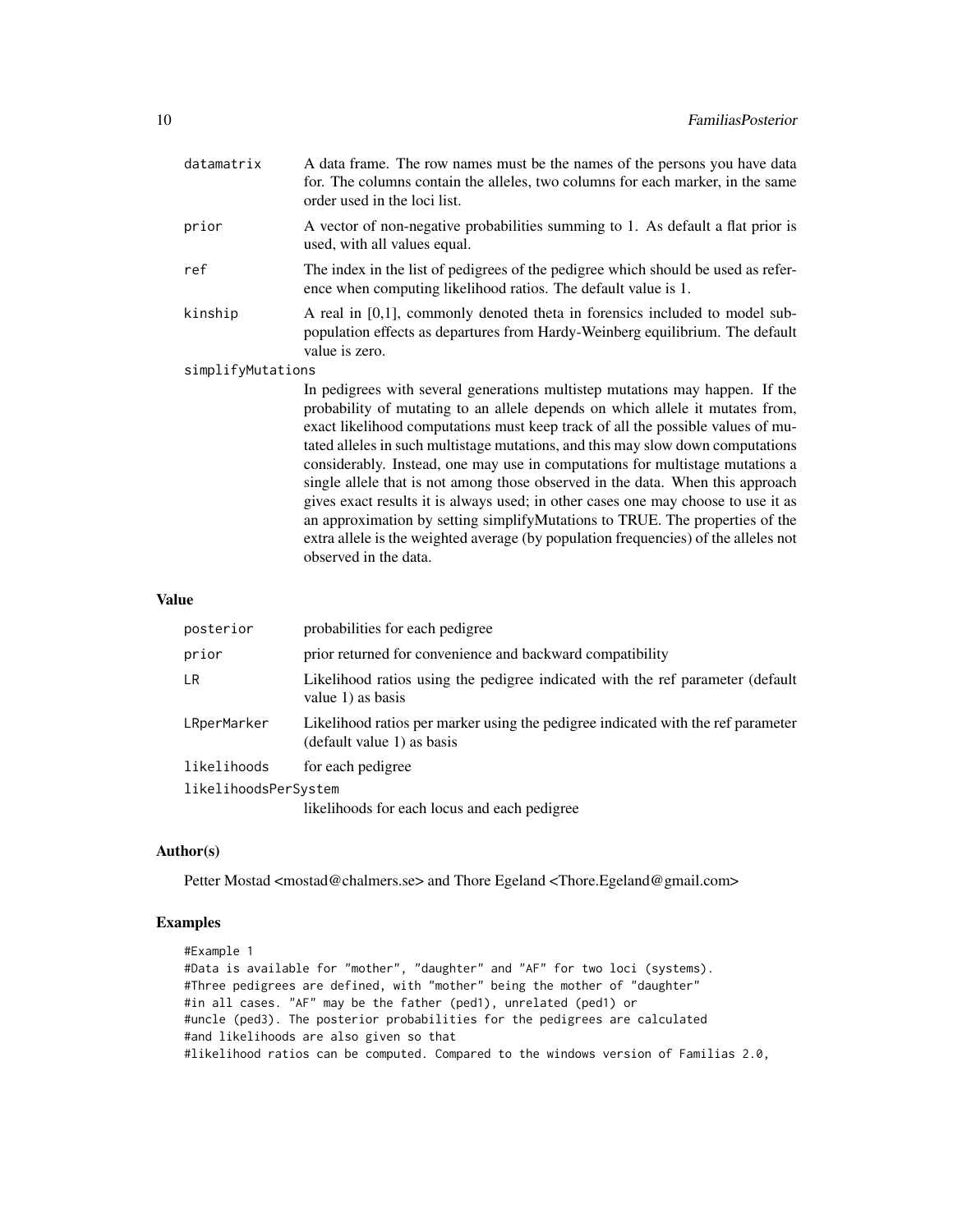| | |
|---|---|
| datamatrix | A data frame. The row names must be the names of the persons you have data for. The columns contain the alleles, two columns for each marker, in the same order used in the loci list. |
| prior | A vector of non-negative probabilities summing to 1. As default a flat prior is used, with all values equal. |
| ref | The index in the list of pedigrees of the pedigree which should be used as reference when computing likelihood ratios. The default value is 1. |
| kinship | A real in [0,1], commonly denoted theta in forensics included to model subpopulation effects as departures from Hardy-Weinberg equilibrium. The default value is zero. |
| simplifyMutations | In pedigrees with several generations multistep mutations may happen. If the probability of mutating to an allele depends on which allele it mutates from, exact likelihood computations must keep track of all the possible values of mutated alleles in such multistage mutations, and this may slow down computations considerably. Instead, one may use in computations for multistage mutations a single allele that is not among those observed in the data. When this approach gives exact results it is always used; in other cases one may choose to use it as an approximation by setting simplifyMutations to TRUE. The properties of the extra allele is the weighted average (by population frequencies) of the alleles not observed in the data. |

## Value

| | |
|---|---|
| posterior | probabilities for each pedigree |
| prior | prior returned for convenience and backward compatibility |
| LR | Likelihood ratios using the pedigree indicated with the ref parameter (default value 1) as basis |
| LRperMarker | Likelihood ratios per marker using the pedigree indicated with the ref parameter (default value 1) as basis |
| likelihoods | for each pedigree |
| likelihoodsPerSystem | likelihoods for each locus and each pedigree |

## Author(s)

Petter Mostad <mostad@chalmers.se> and Thore Egeland <Thore.Egeland@gmail.com>

## Examples

```
#Example 1
#Data is available for "mother", "daughter" and "AF" for two loci (systems).
#Three pedigrees are defined, with "mother" being the mother of "daughter"
#in all cases. "AF" may be the father (ped1), unrelated (ped1) or
#uncle (ped3). The posterior probabilities for the pedigrees are calculated
#and likelihoods are also given so that
#likelihood ratios can be computed. Compared to the windows version of Familias 2.0,
```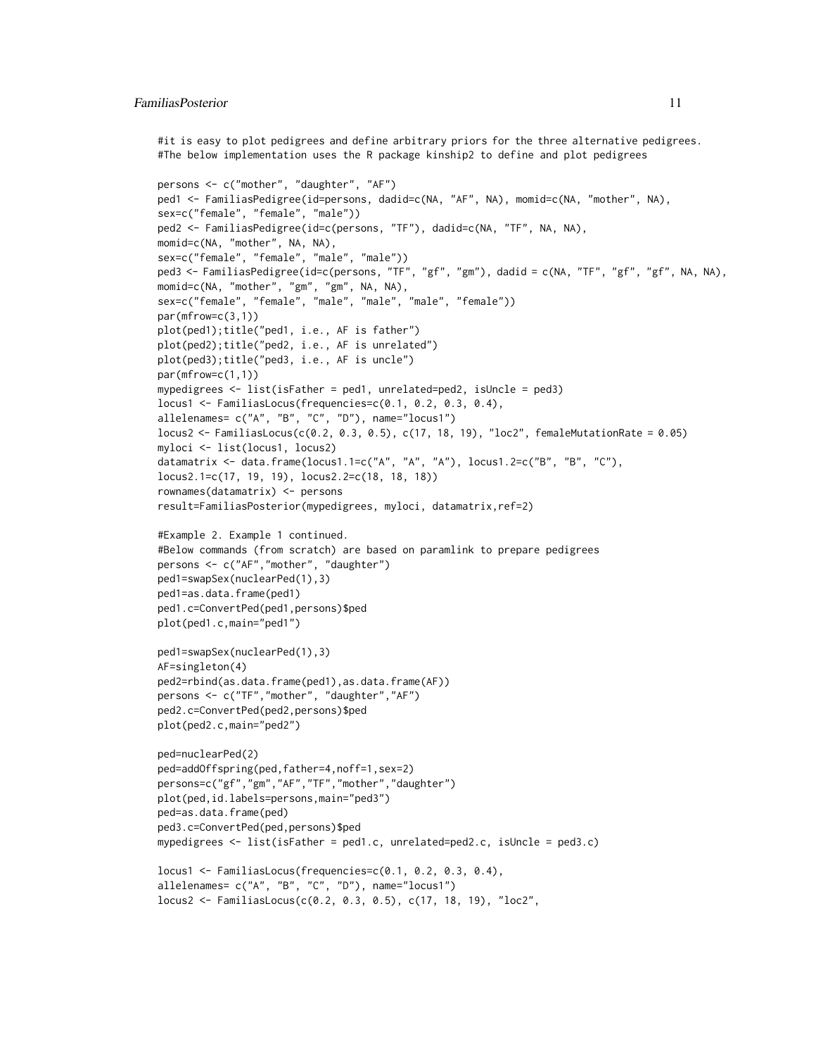```
#it is easy to plot pedigrees and define arbitrary priors for the three alternative pedigrees.
#The below implementation uses the R package kinship2 to define and plot pedigrees

persons <- c("mother", "daughter", "AF")
ped1 <- FamiliasPedigree(id=persons, dadid=c(NA, "AF", NA), momid=c(NA, "mother", NA),
sex=c("female", "female", "male"))
ped2 <- FamiliasPedigree(id=c(persons, "TF"), dadid=c(NA, "TF", NA, NA),
momid=c(NA, "mother", NA, NA),
sex=c("female", "female", "male", "male"))
ped3 <- FamiliasPedigree(id=c(persons, "TF", "gf", "gm"), dadid = c(NA, "TF", "gf", "gf", NA, NA),
momid=c(NA, "mother", "gm", "gm", NA, NA),
sex=c("female", "female", "male", "male", "male", "female"))
par(mfrow=c(3,1))
plot(ped1);title("ped1, i.e., AF is father")
plot(ped2);title("ped2, i.e., AF is unrelated")
plot(ped3);title("ped3, i.e., AF is uncle")
par(mfrow=c(1,1))
mypedigrees <- list(isFather = ped1, unrelated=ped2, isUncle = ped3)
locus1 <- FamiliasLocus(frequencies=c(0.1, 0.2, 0.3, 0.4),
allelenames= c("A", "B", "C", "D"), name="locus1")
locus2 <- FamiliasLocus(c(0.2, 0.3, 0.5), c(17, 18, 19), "loc2", femaleMutationRate = 0.05)
myloci <- list(locus1, locus2)
datamatrix <- data.frame(locus1.1=c("A", "A", "A"), locus1.2=c("B", "B", "C"),
locus2.1=c(17, 19, 19), locus2.2=c(18, 18, 18))
rownames(datamatrix) <- persons
result=FamiliasPosterior(mypedigrees, myloci, datamatrix,ref=2)

#Example 2. Example 1 continued.
#Below commands (from scratch) are based on paramlink to prepare pedigrees
persons <- c("AF","mother", "daughter")
ped1=swapSex(nuclearPed(1),3)
ped1=as.data.frame(ped1)
ped1.c=ConvertPed(ped1,persons)$ped
plot(ped1.c,main="ped1")

ped1=swapSex(nuclearPed(1),3)
AF=singleton(4)
ped2=rbind(as.data.frame(ped1),as.data.frame(AF))
persons <- c("TF","mother", "daughter","AF")
ped2.c=ConvertPed(ped2,persons)$ped
plot(ped2.c,main="ped2")

ped=nuclearPed(2)
ped=addOffspring(ped,father=4,noff=1,sex=2)
persons=c("gf","gm","AF","TF","mother","daughter")
plot(ped,id.labels=persons,main="ped3")
ped=as.data.frame(ped)
ped3.c=ConvertPed(ped,persons)$ped
mypedigrees <- list(isFather = ped1.c, unrelated=ped2.c, isUncle = ped3.c)

locus1 <- FamiliasLocus(frequencies=c(0.1, 0.2, 0.3, 0.4),
allelenames= c("A", "B", "C", "D"), name="locus1")
locus2 <- FamiliasLocus(c(0.2, 0.3, 0.5), c(17, 18, 19), "loc2",
```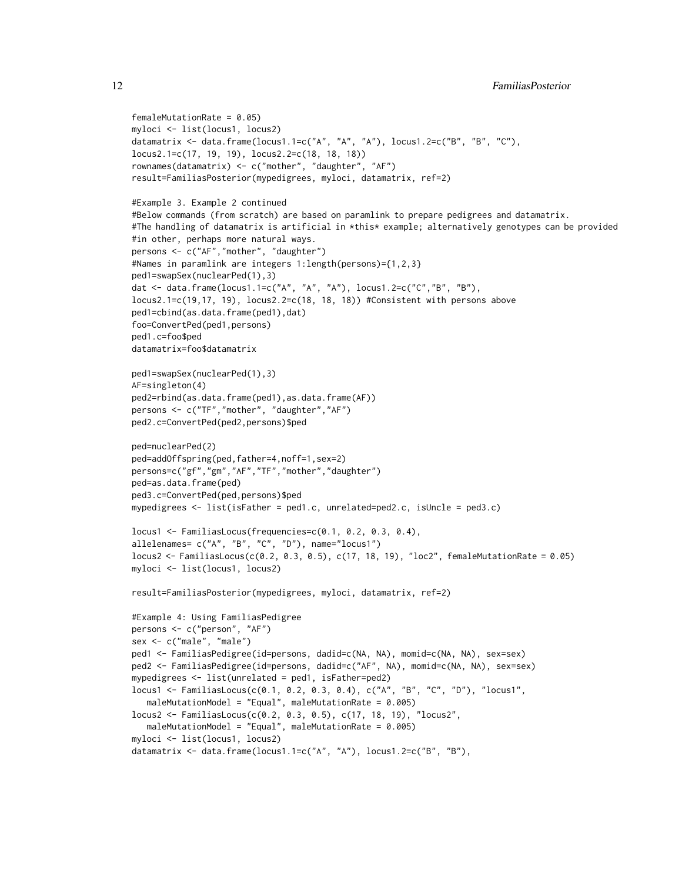```
femaleMutationRate = 0.05)
myloci <- list(locus1, locus2)
datamatrix <- data.frame(locus1.1=c("A", "A", "A"), locus1.2=c("B", "B", "C"),
locus2.1=c(17, 19, 19), locus2.2=c(18, 18, 18))
rownames(datamatrix) <- c("mother", "daughter", "AF")
result=FamiliasPosterior(mypedigrees, myloci, datamatrix, ref=2)

#Example 3. Example 2 continued
#Below commands (from scratch) are based on paramlink to prepare pedigrees and datamatrix.
#The handling of datamatrix is artificial in *this* example; alternatively genotypes can be provided
#in other, perhaps more natural ways.
persons <- c("AF","mother", "daughter")
#Names in paramlink are integers 1:length(persons)={1,2,3}
ped1=swapSex(nuclearPed(1),3)
dat <- data.frame(locus1.1=c("A", "A", "A"), locus1.2=c("C","B", "B"),
locus2.1=c(19,17, 19), locus2.2=c(18, 18, 18)) #Consistent with persons above
ped1=cbind(as.data.frame(ped1),dat)
foo=ConvertPed(ped1,persons)
ped1.c=foo$ped
datamatrix=foo$datamatrix

ped1=swapSex(nuclearPed(1),3)
AF=singleton(4)
ped2=rbind(as.data.frame(ped1),as.data.frame(AF))
persons <- c("TF","mother", "daughter","AF")
ped2.c=ConvertPed(ped2,persons)$ped

ped=nuclearPed(2)
ped=addOffspring(ped,father=4,noff=1,sex=2)
persons=c("gf","gm","AF","TF","mother","daughter")
ped=as.data.frame(ped)
ped3.c=ConvertPed(ped,persons)$ped
mypedigrees <- list(isFather = ped1.c, unrelated=ped2.c, isUncle = ped3.c)

locus1 <- FamiliasLocus(frequencies=c(0.1, 0.2, 0.3, 0.4),
allelenames= c("A", "B", "C", "D"), name="locus1")
locus2 <- FamiliasLocus(c(0.2, 0.3, 0.5), c(17, 18, 19), "loc2", femaleMutationRate = 0.05)
myloci <- list(locus1, locus2)

result=FamiliasPosterior(mypedigrees, myloci, datamatrix, ref=2)

#Example 4: Using FamiliasPedigree
persons <- c("person", "AF")
sex <- c("male", "male")
ped1 <- FamiliasPedigree(id=persons, dadid=c(NA, NA), momid=c(NA, NA), sex=sex)
ped2 <- FamiliasPedigree(id=persons, dadid=c("AF", NA), momid=c(NA, NA), sex=sex)
mypedigrees <- list(unrelated = ped1, isFather=ped2)
locus1 <- FamiliasLocus(c(0.1, 0.2, 0.3, 0.4), c("A", "B", "C", "D"), "locus1",
   maleMutationModel = "Equal", maleMutationRate = 0.005)
locus2 <- FamiliasLocus(c(0.2, 0.3, 0.5), c(17, 18, 19), "locus2",
   maleMutationModel = "Equal", maleMutationRate = 0.005)
myloci <- list(locus1, locus2)
datamatrix <- data.frame(locus1.1=c("A", "A"), locus1.2=c("B", "B"),
```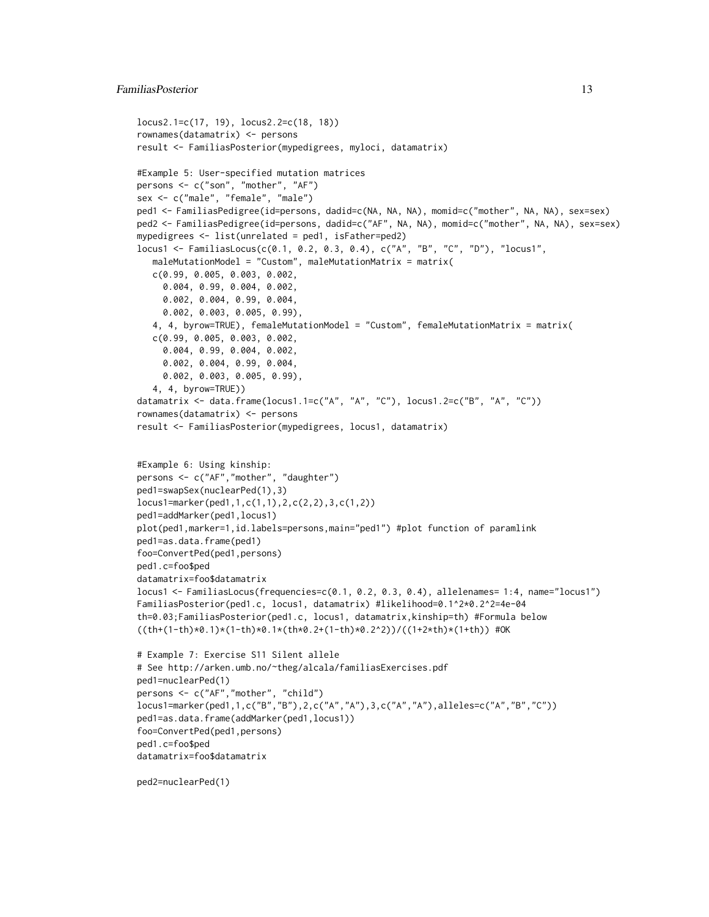```
locus2.1=c(17, 19), locus2.2=c(18, 18))
rownames(datamatrix) <- persons
result <- FamiliasPosterior(mypedigrees, myloci, datamatrix)

#Example 5: User-specified mutation matrices
persons <- c("son", "mother", "AF")
sex <- c("male", "female", "male")
ped1 <- FamiliasPedigree(id=persons, dadid=c(NA, NA, NA), momid=c("mother", NA, NA), sex=sex)
ped2 <- FamiliasPedigree(id=persons, dadid=c("AF", NA, NA), momid=c("mother", NA, NA), sex=sex)
mypedigrees <- list(unrelated = ped1, isFather=ped2)
locus1 <- FamiliasLocus(c(0.1, 0.2, 0.3, 0.4), c("A", "B", "C", "D"), "locus1",
   maleMutationModel = "Custom", maleMutationMatrix = matrix(
   c(0.99, 0.005, 0.003, 0.002,
     0.004, 0.99, 0.004, 0.002,
     0.002, 0.004, 0.99, 0.004,
     0.002, 0.003, 0.005, 0.99),
   4, 4, byrow=TRUE), femaleMutationModel = "Custom", femaleMutationMatrix = matrix(
   c(0.99, 0.005, 0.003, 0.002,
     0.004, 0.99, 0.004, 0.002,
     0.002, 0.004, 0.99, 0.004,
     0.002, 0.003, 0.005, 0.99),
   4, 4, byrow=TRUE))
datamatrix <- data.frame(locus1.1=c("A", "A", "C"), locus1.2=c("B", "A", "C"))
rownames(datamatrix) <- persons
result <- FamiliasPosterior(mypedigrees, locus1, datamatrix)


#Example 6: Using kinship:
persons <- c("AF","mother", "daughter")
ped1=swapSex(nuclearPed(1),3)
locus1=marker(ped1,1,c(1,1),2,c(2,2),3,c(1,2))
ped1=addMarker(ped1,locus1)
plot(ped1,marker=1,id.labels=persons,main="ped1") #plot function of paramlink
ped1=as.data.frame(ped1)
foo=ConvertPed(ped1,persons)
ped1.c=foo$ped
datamatrix=foo$datamatrix
locus1 <- FamiliasLocus(frequencies=c(0.1, 0.2, 0.3, 0.4), allelenames= 1:4, name="locus1")
FamiliasPosterior(ped1.c, locus1, datamatrix) #likelihood=0.1^2*0.2^2=4e-04
th=0.03;FamiliasPosterior(ped1.c, locus1, datamatrix,kinship=th) #Formula below
((th+(1-th)*0.1)*(1-th)*0.1*(th*0.2+(1-th)*0.2^2))/((1+2*th)*(1+th)) #OK

# Example 7: Exercise S11 Silent allele
# See http://arken.umb.no/~theg/alcala/familiasExercises.pdf
ped1=nuclearPed(1)
persons <- c("AF","mother", "child")
locus1=marker(ped1,1,c("B","B"),2,c("A","A"),3,c("A","A"),alleles=c("A","B","C"))
ped1=as.data.frame(addMarker(ped1,locus1))
foo=ConvertPed(ped1,persons)
ped1.c=foo$ped
datamatrix=foo$datamatrix

ped2=nuclearPed(1)
```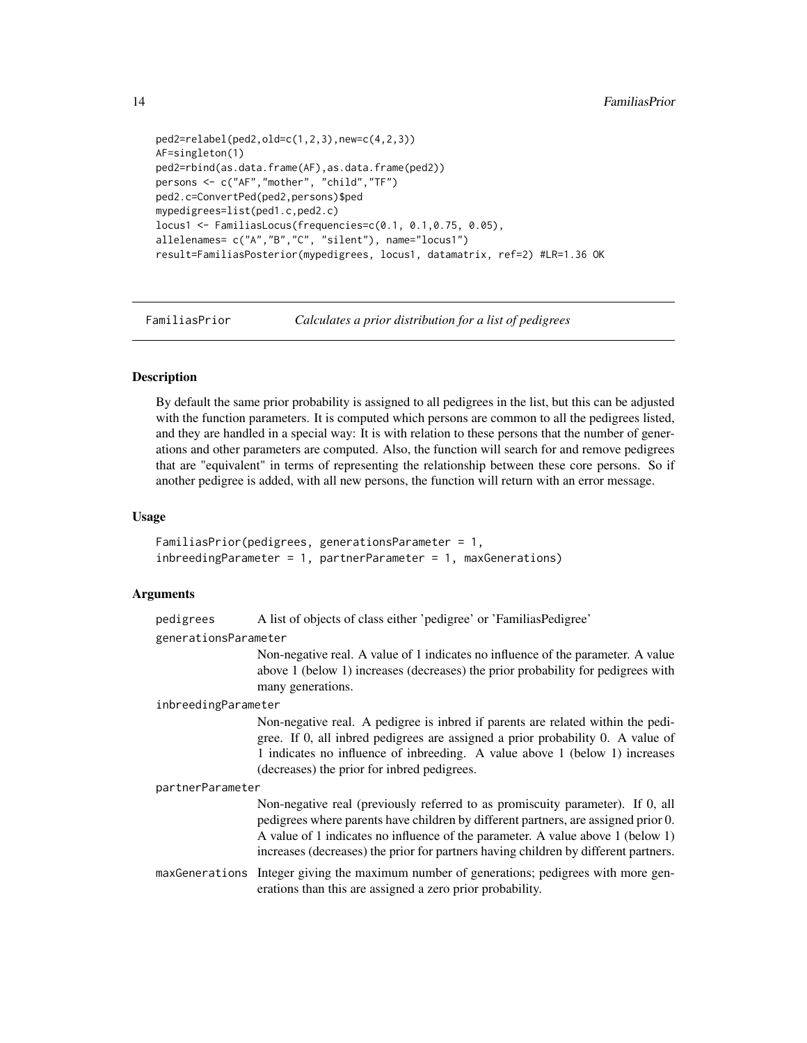```
ped2=relabel(ped2,old=c(1,2,3),new=c(4,2,3))
AF=singleton(1)
ped2=rbind(as.data.frame(AF),as.data.frame(ped2))
persons <- c("AF","mother", "child","TF")
ped2.c=ConvertPed(ped2,persons)$ped
mypedigrees=list(ped1.c,ped2.c)
locus1 <- FamiliasLocus(frequencies=c(0.1, 0.1,0.75, 0.05),
allelenames= c("A","B","C", "silent"), name="locus1")
result=FamiliasPosterior(mypedigrees, locus1, datamatrix, ref=2) #LR=1.36 OK
```

---

FamiliasPrior &nbsp;&nbsp;&nbsp;&nbsp; *Calculates a prior distribution for a list of pedigrees*

---

## Description

By default the same prior probability is assigned to all pedigrees in the list, but this can be adjusted with the function parameters. It is computed which persons are common to all the pedigrees listed, and they are handled in a special way: It is with relation to these persons that the number of generations and other parameters are computed. Also, the function will search for and remove pedigrees that are "equivalent" in terms of representing the relationship between these core persons. So if another pedigree is added, with all new persons, the function will return with an error message.

## Usage

```
FamiliasPrior(pedigrees, generationsParameter = 1,
inbreedingParameter = 1, partnerParameter = 1, maxGenerations)
```

## Arguments

`pedigrees` A list of objects of class either 'pedigree' or 'FamiliasPedigree'

`generationsParameter`
Non-negative real. A value of 1 indicates no influence of the parameter. A value above 1 (below 1) increases (decreases) the prior probability for pedigrees with many generations.

`inbreedingParameter`
Non-negative real. A pedigree is inbred if parents are related within the pedigree. If 0, all inbred pedigrees are assigned a prior probability 0. A value of 1 indicates no influence of inbreeding. A value above 1 (below 1) increases (decreases) the prior for inbred pedigrees.

`partnerParameter`
Non-negative real (previously referred to as promiscuity parameter). If 0, all pedigrees where parents have children by different partners, are assigned prior 0. A value of 1 indicates no influence of the parameter. A value above 1 (below 1) increases (decreases) the prior for partners having children by different partners.

`maxGenerations` Integer giving the maximum number of generations; pedigrees with more generations than this are assigned a zero prior probability.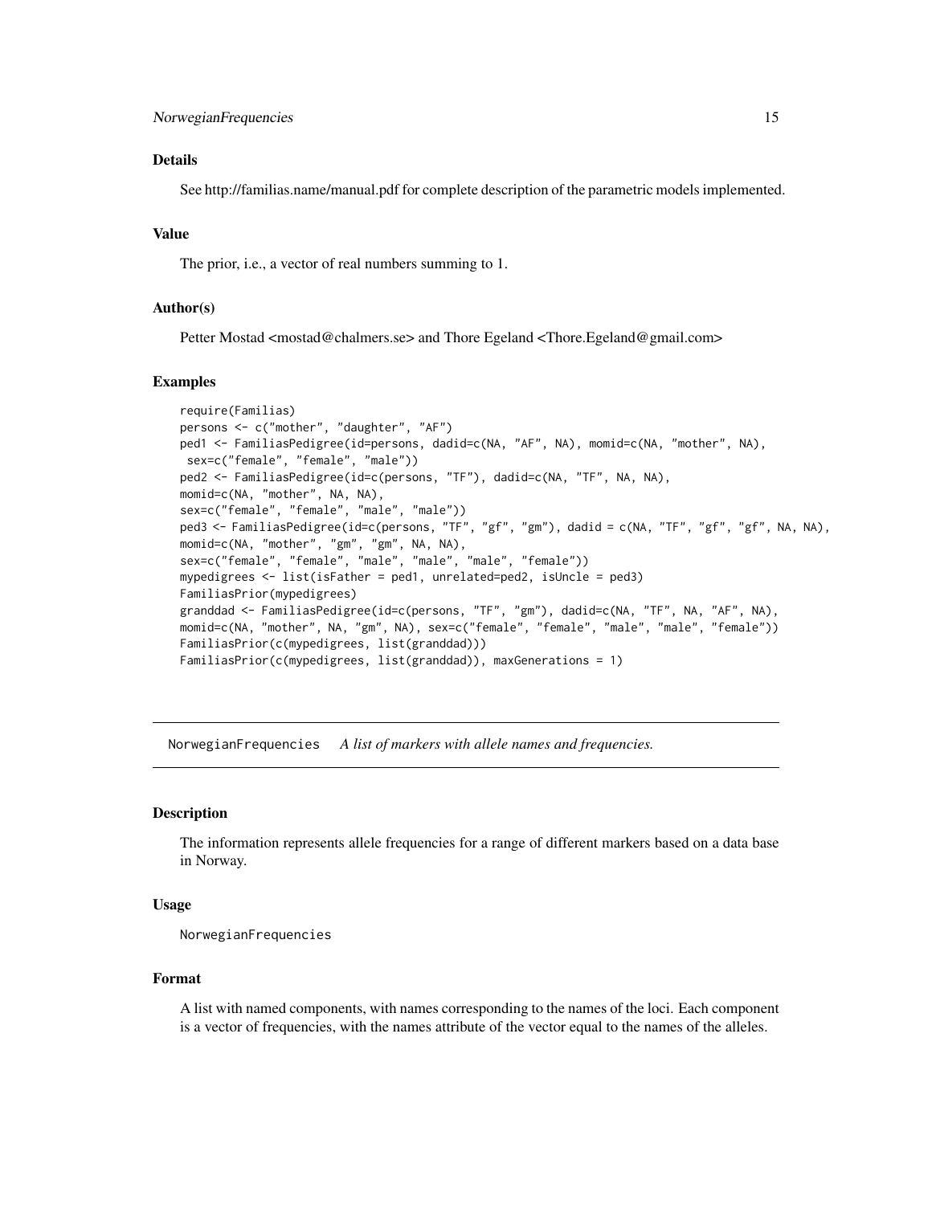### Details

See http://familias.name/manual.pdf for complete description of the parametric models implemented.

### Value

The prior, i.e., a vector of real numbers summing to 1.

### Author(s)

Petter Mostad <mostad@chalmers.se> and Thore Egeland <Thore.Egeland@gmail.com>

### Examples

```
require(Familias)
persons <- c("mother", "daughter", "AF")
ped1 <- FamiliasPedigree(id=persons, dadid=c(NA, "AF", NA), momid=c(NA, "mother", NA),
 sex=c("female", "female", "male"))
ped2 <- FamiliasPedigree(id=c(persons, "TF"), dadid=c(NA, "TF", NA, NA),
momid=c(NA, "mother", NA, NA),
sex=c("female", "female", "male", "male"))
ped3 <- FamiliasPedigree(id=c(persons, "TF", "gf", "gm"), dadid = c(NA, "TF", "gf", "gf", NA, NA),
momid=c(NA, "mother", "gm", "gm", NA, NA),
sex=c("female", "female", "male", "male", "male", "female"))
mypedigrees <- list(isFather = ped1, unrelated=ped2, isUncle = ped3)
FamiliasPrior(mypedigrees)
granddad <- FamiliasPedigree(id=c(persons, "TF", "gm"), dadid=c(NA, "TF", NA, "AF", NA),
momid=c(NA, "mother", NA, "gm", NA), sex=c("female", "female", "male", "male", "female"))
FamiliasPrior(c(mypedigrees, list(granddad)))
FamiliasPrior(c(mypedigrees, list(granddad)), maxGenerations = 1)
```

---

## NorwegianFrequencies *A list of markers with allele names and frequencies.*

---

### Description

The information represents allele frequencies for a range of different markers based on a data base in Norway.

### Usage

```
NorwegianFrequencies
```

### Format

A list with named components, with names corresponding to the names of the loci. Each component is a vector of frequencies, with the names attribute of the vector equal to the names of the alleles.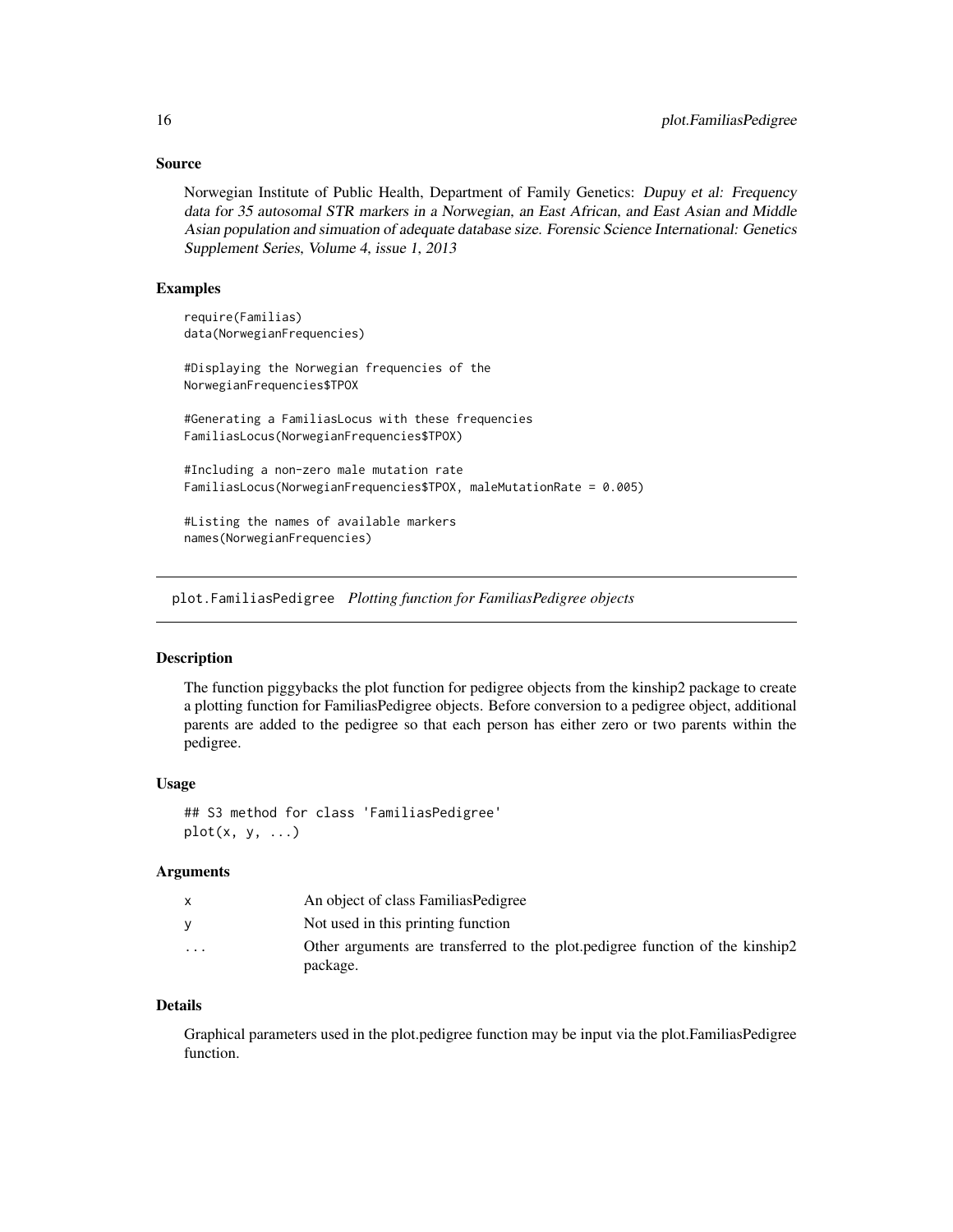### Source

Norwegian Institute of Public Health, Department of Family Genetics: *Dupuy et al: Frequency data for 35 autosomal STR markers in a Norwegian, an East African, and East Asian and Middle Asian population and simuation of adequate database size. Forensic Science International: Genetics Supplement Series, Volume 4, issue 1, 2013*

### Examples

```
require(Familias)
data(NorwegianFrequencies)

#Displaying the Norwegian frequencies of the
NorwegianFrequencies$TPOX

#Generating a FamiliasLocus with these frequencies
FamiliasLocus(NorwegianFrequencies$TPOX)

#Including a non-zero male mutation rate
FamiliasLocus(NorwegianFrequencies$TPOX, maleMutationRate = 0.005)

#Listing the names of available markers
names(NorwegianFrequencies)
```

---

## plot.FamiliasPedigree *Plotting function for FamiliasPedigree objects*

### Description

The function piggybacks the plot function for pedigree objects from the kinship2 package to create a plotting function for FamiliasPedigree objects. Before conversion to a pedigree object, additional parents are added to the pedigree so that each person has either zero or two parents within the pedigree.

### Usage

```
## S3 method for class 'FamiliasPedigree'
plot(x, y, ...)
```

### Arguments

| | |
|---|---|
| x | An object of class FamiliasPedigree |
| y | Not used in this printing function |
| ... | Other arguments are transferred to the plot.pedigree function of the kinship2 package. |

### Details

Graphical parameters used in the plot.pedigree function may be input via the plot.FamiliasPedigree function.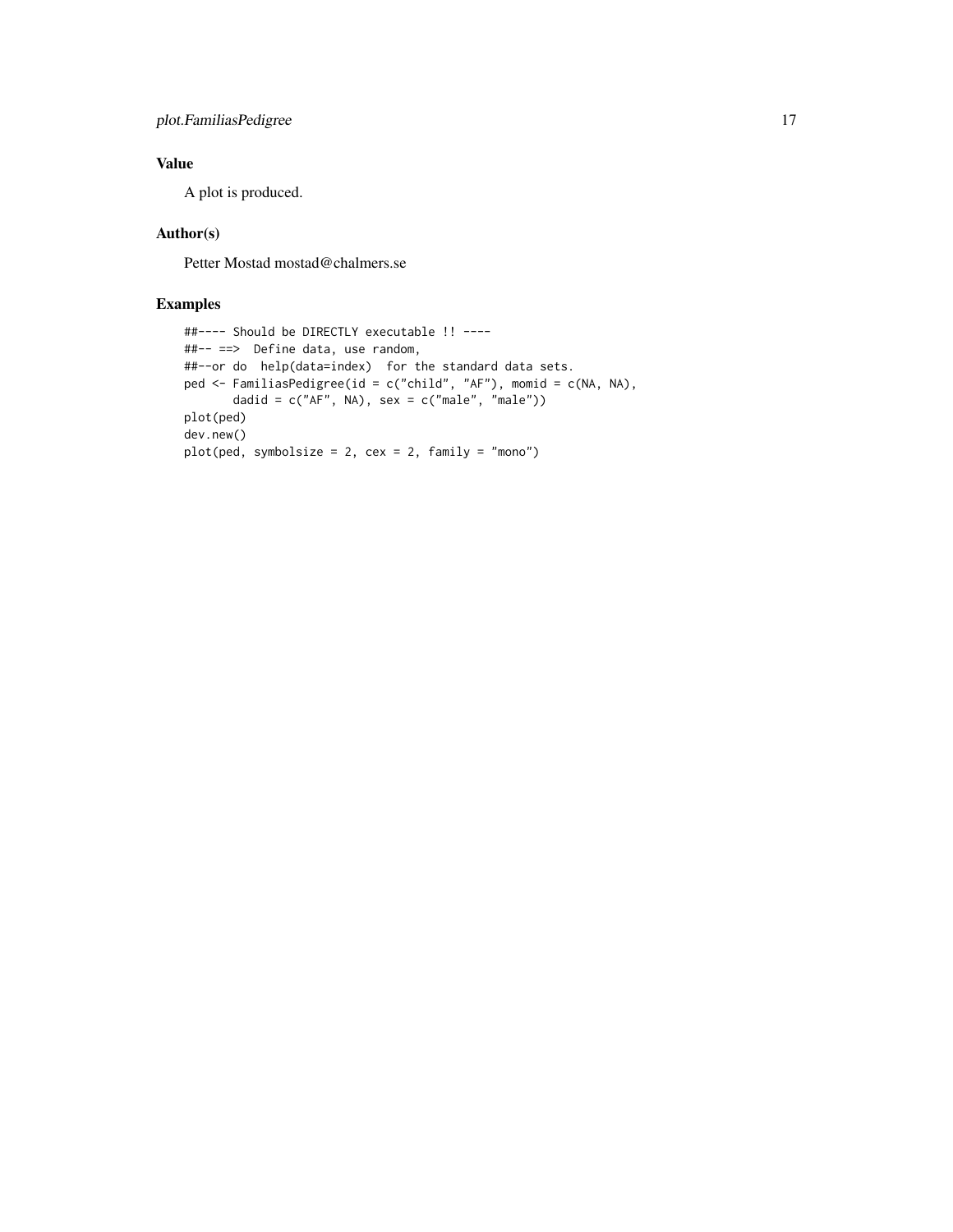## Value

A plot is produced.

## Author(s)

Petter Mostad mostad@chalmers.se

## Examples

```
##---- Should be DIRECTLY executable !! ----
##-- ==>  Define data, use random,
##--or do  help(data=index)  for the standard data sets.
ped <- FamiliasPedigree(id = c("child", "AF"), momid = c(NA, NA),
       dadid = c("AF", NA), sex = c("male", "male"))
plot(ped)
dev.new()
plot(ped, symbolsize = 2, cex = 2, family = "mono")
```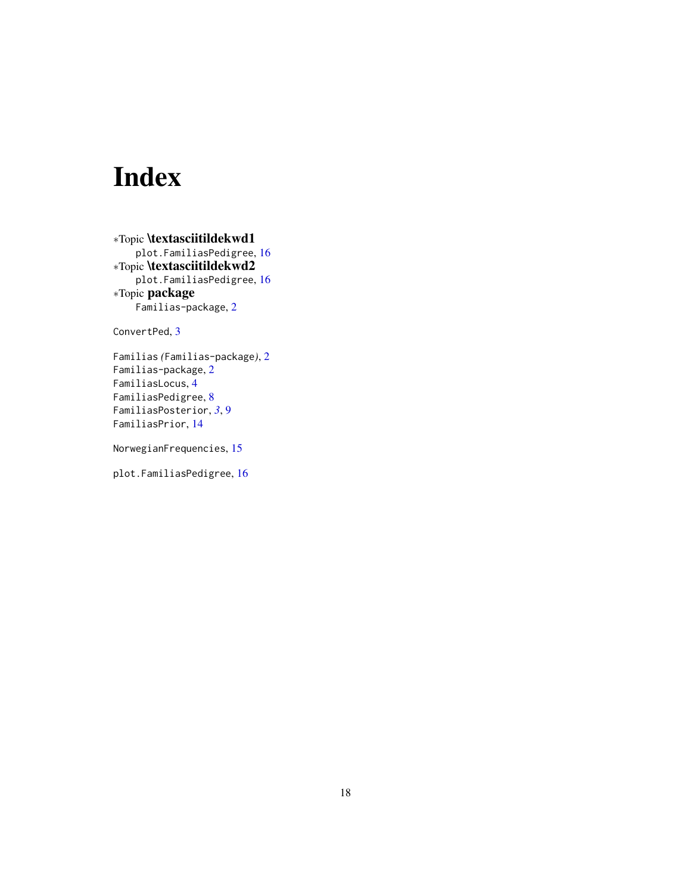# Index

*Topic **\textasciitildekwd1**
    plot.FamiliasPedigree, 16
*Topic **\textasciitildekwd2**
    plot.FamiliasPedigree, 16
*Topic **package**
    Familias-package, 2

ConvertPed, 3

Familias (Familias-package), 2
Familias-package, 2
FamiliasLocus, 4
FamiliasPedigree, 8
FamiliasPosterior, *3*, 9
FamiliasPrior, 14

NorwegianFrequencies, 15

plot.FamiliasPedigree, 16